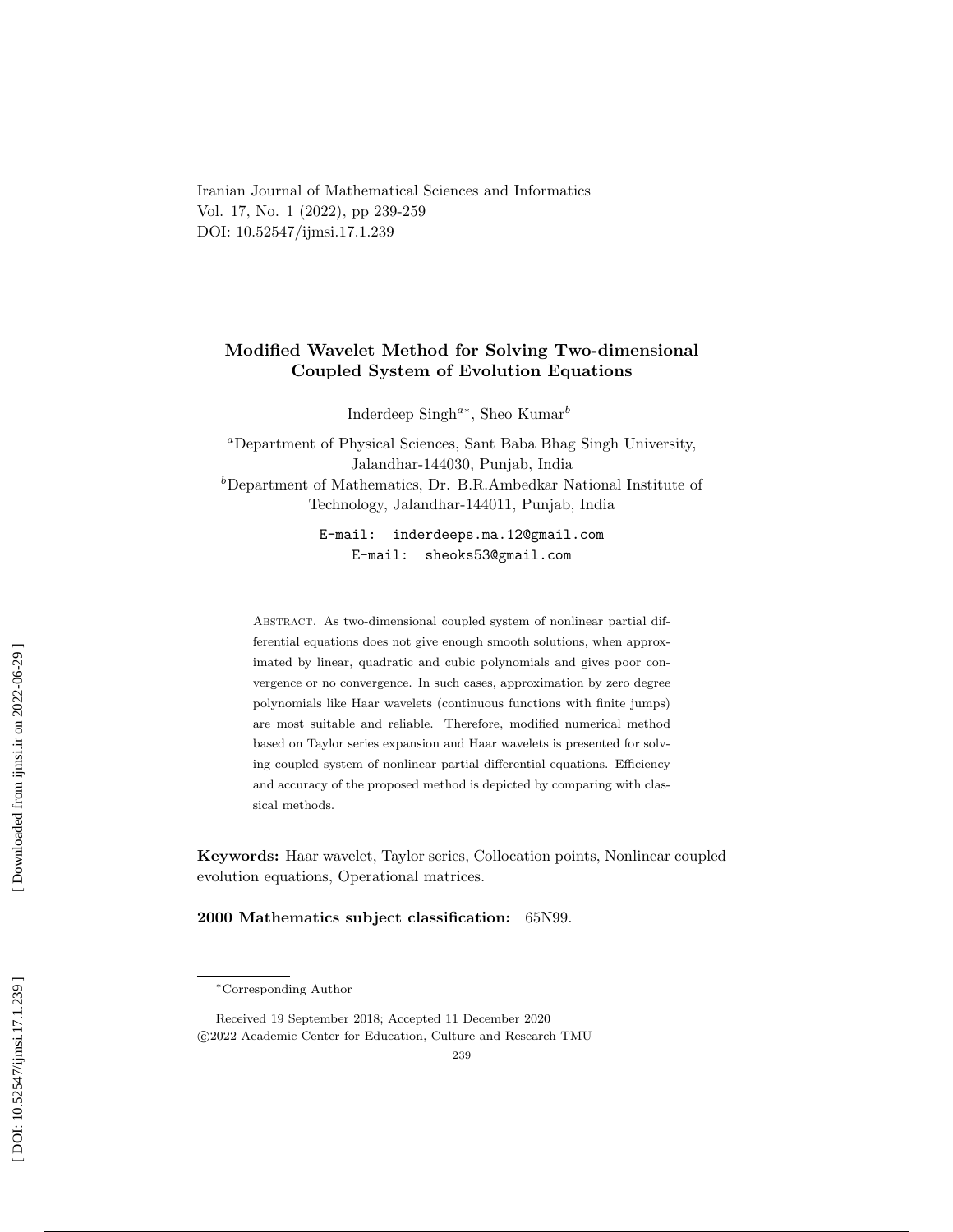Iranian Journal of Mathematical Sciences and Informatics
Vol. 17, No. 1 (2022), pp 239-259
DOI: 10.52547/ijmsi.17.1.239

# Modified Wavelet Method for Solving Two-dimensional Coupled System of Evolution Equations

Inderdeep Singh[a*], Sheo Kumar[b]

[a]Department of Physical Sciences, Sant Baba Bhag Singh University, Jalandhar-144030, Punjab, India
[b]Department of Mathematics, Dr. B.R.Ambedkar National Institute of Technology, Jalandhar-144011, Punjab, India

E-mail: inderdeeps.ma.12@gmail.com
E-mail: sheoks53@gmail.com

Abstract. As two-dimensional coupled system of nonlinear partial differential equations does not give enough smooth solutions, when approximated by linear, quadratic and cubic polynomials and gives poor convergence or no convergence. In such cases, approximation by zero degree polynomials like Haar wavelets (continuous functions with finite jumps) are most suitable and reliable. Therefore, modified numerical method based on Taylor series expansion and Haar wavelets is presented for solving coupled system of nonlinear partial differential equations. Efficiency and accuracy of the proposed method is depicted by comparing with classical methods.

**Keywords:** Haar wavelet, Taylor series, Collocation points, Nonlinear coupled evolution equations, Operational matrices.

**2000 Mathematics subject classification:** 65N99.

*Corresponding Author

Received 19 September 2018; Accepted 11 December 2020
©2022 Academic Center for Education, Culture and Research TMU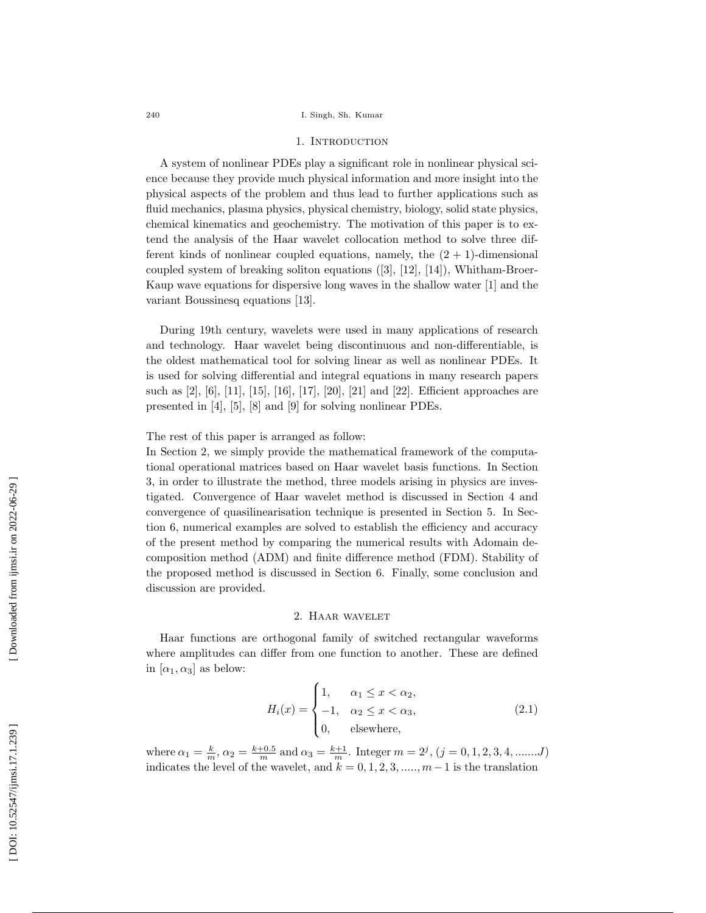## 1. Introduction

A system of nonlinear PDEs play a significant role in nonlinear physical science because they provide much physical information and more insight into the physical aspects of the problem and thus lead to further applications such as fluid mechanics, plasma physics, physical chemistry, biology, solid state physics, chemical kinematics and geochemistry. The motivation of this paper is to extend the analysis of the Haar wavelet collocation method to solve three different kinds of nonlinear coupled equations, namely, the $(2+1)$-dimensional coupled system of breaking soliton equations ([3], [12], [14]), Whitham-Broer-Kaup wave equations for dispersive long waves in the shallow water [1] and the variant Boussinesq equations [13].

During 19th century, wavelets were used in many applications of research and technology. Haar wavelet being discontinuous and non-differentiable, is the oldest mathematical tool for solving linear as well as nonlinear PDEs. It is used for solving differential and integral equations in many research papers such as [2], [6], [11], [15], [16], [17], [20], [21] and [22]. Efficient approaches are presented in [4], [5], [8] and [9] for solving nonlinear PDEs.

The rest of this paper is arranged as follow:
In Section 2, we simply provide the mathematical framework of the computational operational matrices based on Haar wavelet basis functions. In Section 3, in order to illustrate the method, three models arising in physics are investigated. Convergence of Haar wavelet method is discussed in Section 4 and convergence of quasilinearisation technique is presented in Section 5. In Section 6, numerical examples are solved to establish the efficiency and accuracy of the present method by comparing the numerical results with Adomain decomposition method (ADM) and finite difference method (FDM). Stability of the proposed method is discussed in Section 6. Finally, some conclusion and discussion are provided.

## 2. Haar wavelet

Haar functions are orthogonal family of switched rectangular waveforms where amplitudes can differ from one function to another. These are defined in $[\alpha_1, \alpha_3]$ as below:

$$H_i(x) = \begin{cases} 1, & \alpha_1 \leq x < \alpha_2, \\ -1, & \alpha_2 \leq x < \alpha_3, \\ 0, & \text{elsewhere}, \end{cases} \tag{2.1}$$

where $\alpha_1 = \frac{k}{m}$, $\alpha_2 = \frac{k+0.5}{m}$ and $\alpha_3 = \frac{k+1}{m}$. Integer $m = 2^j$, $(j = 0, 1, 2, 3, 4, .......J)$ indicates the level of the wavelet, and $k = 0, 1, 2, 3, ....., m-1$ is the translation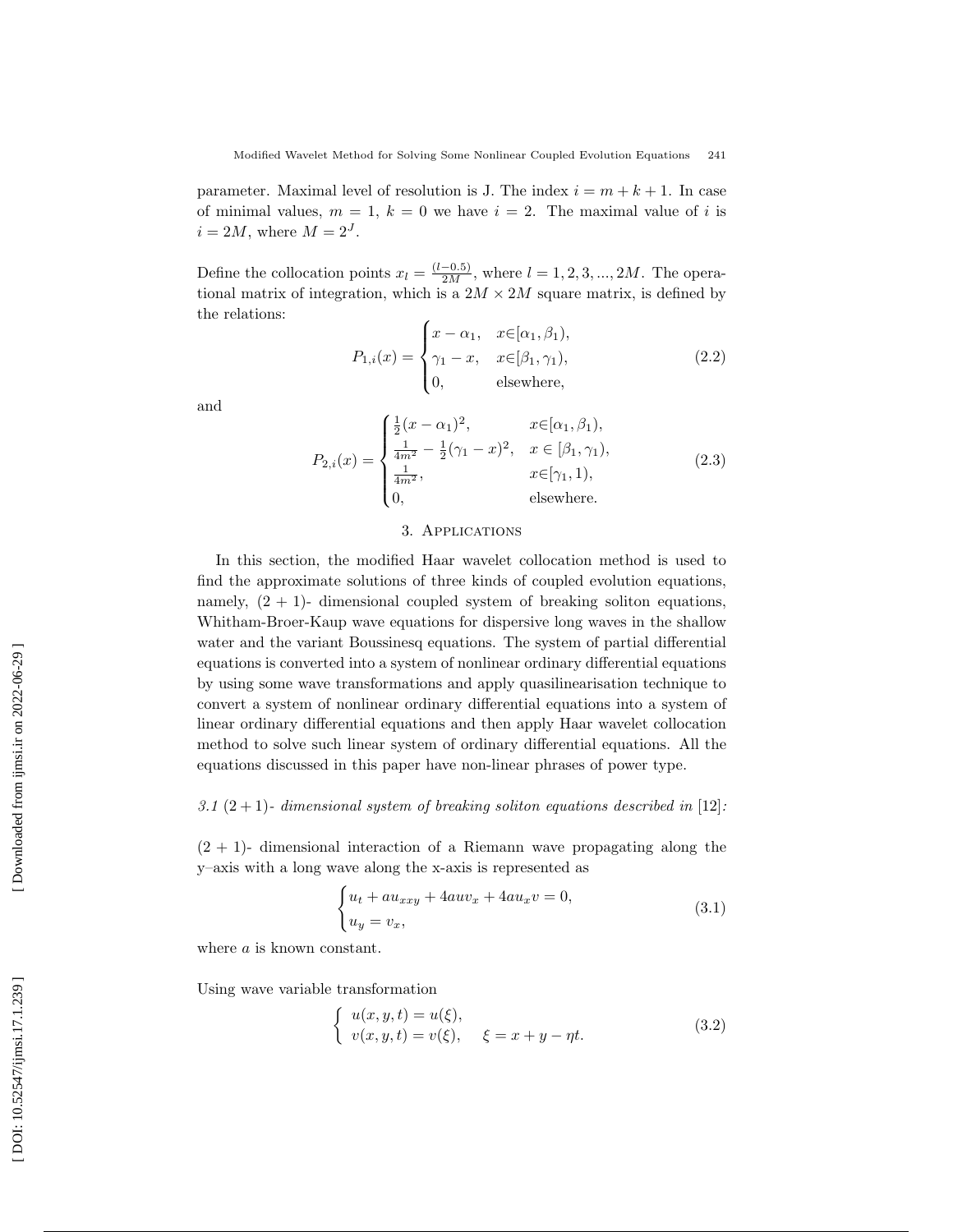parameter. Maximal level of resolution is J. The index $i = m + k + 1$. In case of minimal values, $m = 1$, $k = 0$ we have $i = 2$. The maximal value of $i$ is $i = 2M$, where $M = 2^J$.

Define the collocation points $x_l = \frac{(l-0.5)}{2M}$, where $l = 1, 2, 3, ..., 2M$. The operational matrix of integration, which is a $2M \times 2M$ square matrix, is defined by the relations:

$$P_{1,i}(x) = \begin{cases} x - \alpha_1, & x \in [\alpha_1, \beta_1), \\ \gamma_1 - x, & x \in [\beta_1, \gamma_1), \\ 0, & \text{elsewhere}, \end{cases} \tag{2.2}$$

and

$$P_{2,i}(x) = \begin{cases} \frac{1}{2}(x - \alpha_1)^2, & x \in [\alpha_1, \beta_1), \\ \frac{1}{4m^2} - \frac{1}{2}(\gamma_1 - x)^2, & x \in [\beta_1, \gamma_1), \\ \frac{1}{4m^2}, & x \in [\gamma_1, 1), \\ 0, & \text{elsewhere}. \end{cases} \tag{2.3}$$

## 3. Applications

In this section, the modified Haar wavelet collocation method is used to find the approximate solutions of three kinds of coupled evolution equations, namely, $(2+1)$- dimensional coupled system of breaking soliton equations, Whitham-Broer-Kaup wave equations for dispersive long waves in the shallow water and the variant Boussinesq equations. The system of partial differential equations is converted into a system of nonlinear ordinary differential equations by using some wave transformations and apply quasilinearisation technique to convert a system of nonlinear ordinary differential equations into a system of linear ordinary differential equations and then apply Haar wavelet collocation method to solve such linear system of ordinary differential equations. All the equations discussed in this paper have non-linear phrases of power type.

*3.1 $(2+1)$- dimensional system of breaking soliton equations described in* [12]*:*

$(2+1)$- dimensional interaction of a Riemann wave propagating along the y–axis with a long wave along the x-axis is represented as

$$\begin{cases} u_t + a u_{xxy} + 4auv_x + 4au_x v = 0, \\ u_y = v_x, \end{cases} \tag{3.1}$$

where $a$ is known constant.

Using wave variable transformation

$$\begin{cases} u(x, y, t) = u(\xi), \\ v(x, y, t) = v(\xi), \quad \xi = x + y - \eta t. \end{cases} \tag{3.2}$$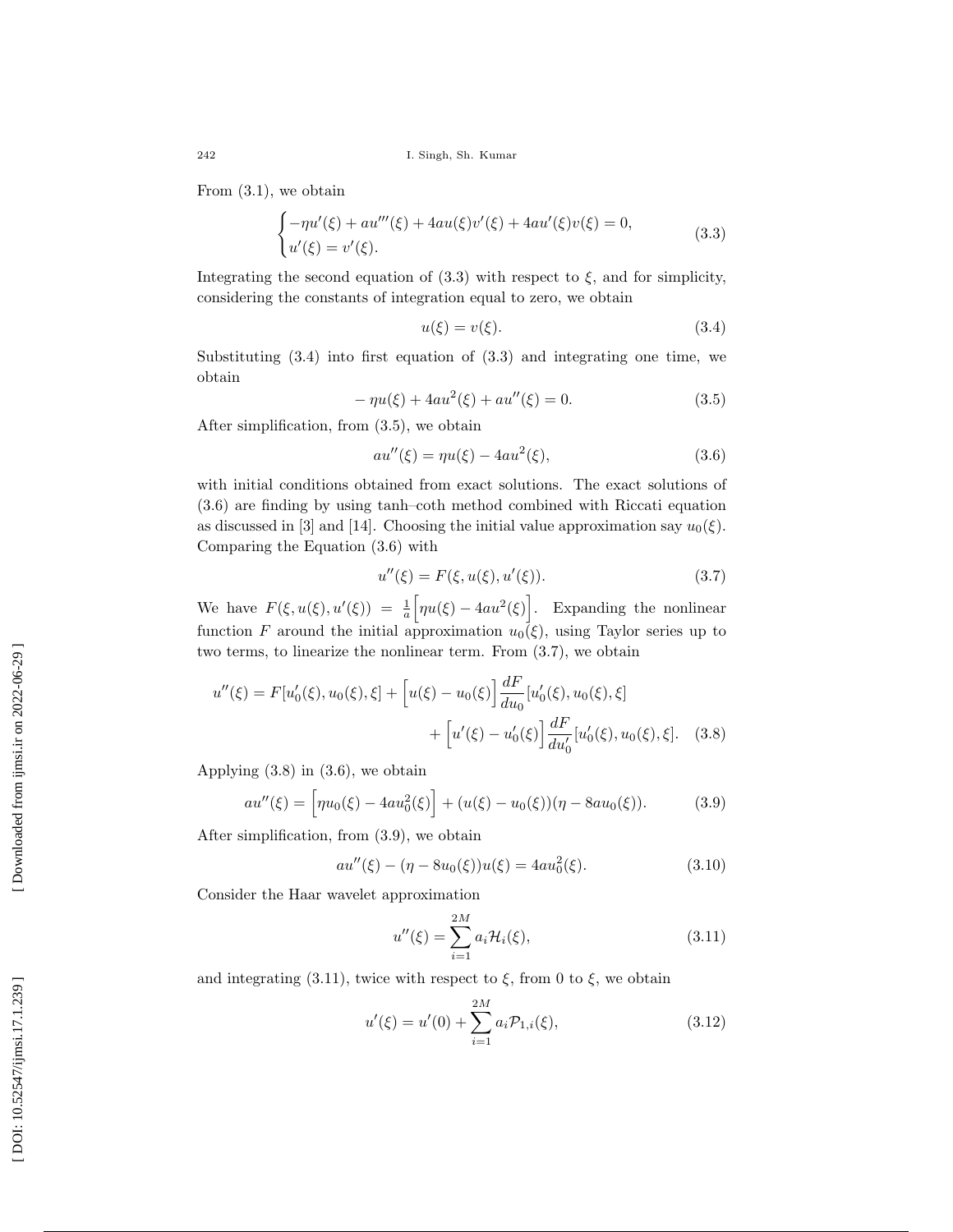From (3.1), we obtain

$$
\begin{cases} -\eta u'(\xi) + au'''(\xi) + 4au(\xi)v'(\xi) + 4au'(\xi)v(\xi) = 0, \\ u'(\xi) = v'(\xi). \end{cases} \tag{3.3}
$$

Integrating the second equation of (3.3) with respect to $\xi$, and for simplicity, considering the constants of integration equal to zero, we obtain

$$
u(\xi) = v(\xi). \tag{3.4}
$$

Substituting (3.4) into first equation of (3.3) and integrating one time, we obtain

$$
-\eta u(\xi) + 4au^2(\xi) + au''(\xi) = 0. \tag{3.5}
$$

After simplification, from (3.5), we obtain

$$
au''(\xi) = \eta u(\xi) - 4au^2(\xi), \tag{3.6}
$$

with initial conditions obtained from exact solutions. The exact solutions of (3.6) are finding by using tanh–coth method combined with Riccati equation as discussed in [3] and [14]. Choosing the initial value approximation say $u_0(\xi)$. Comparing the Equation (3.6) with

$$
u''(\xi) = F(\xi, u(\xi), u'(\xi)). \tag{3.7}
$$

We have $F(\xi, u(\xi), u'(\xi)) = \frac{1}{a}\Big[\eta u(\xi) - 4au^2(\xi)\Big]$. Expanding the nonlinear function $F$ around the initial approximation $u_0(\xi)$, using Taylor series up to two terms, to linearize the nonlinear term. From (3.7), we obtain

$$
u''(\xi) = F[u_0'(\xi), u_0(\xi), \xi] + \Big[u(\xi) - u_0(\xi)\Big]\frac{dF}{du_0}[u_0'(\xi), u_0(\xi), \xi] + \Big[u'(\xi) - u_0'(\xi)\Big]\frac{dF}{du_0'}[u_0'(\xi), u_0(\xi), \xi]. \tag{3.8}
$$

Applying (3.8) in (3.6), we obtain

$$
au''(\xi) = \Big[\eta u_0(\xi) - 4au_0^2(\xi)\Big] + (u(\xi) - u_0(\xi))(\eta - 8au_0(\xi)). \tag{3.9}
$$

After simplification, from (3.9), we obtain

$$
au''(\xi) - (\eta - 8u_0(\xi))u(\xi) = 4au_0^2(\xi). \tag{3.10}
$$

Consider the Haar wavelet approximation

$$
u''(\xi) = \sum_{i=1}^{2M} a_i \mathcal{H}_i(\xi), \tag{3.11}
$$

and integrating (3.11), twice with respect to $\xi$, from 0 to $\xi$, we obtain

$$
u'(\xi) = u'(0) + \sum_{i=1}^{2M} a_i \mathcal{P}_{1,i}(\xi), \tag{3.12}
$$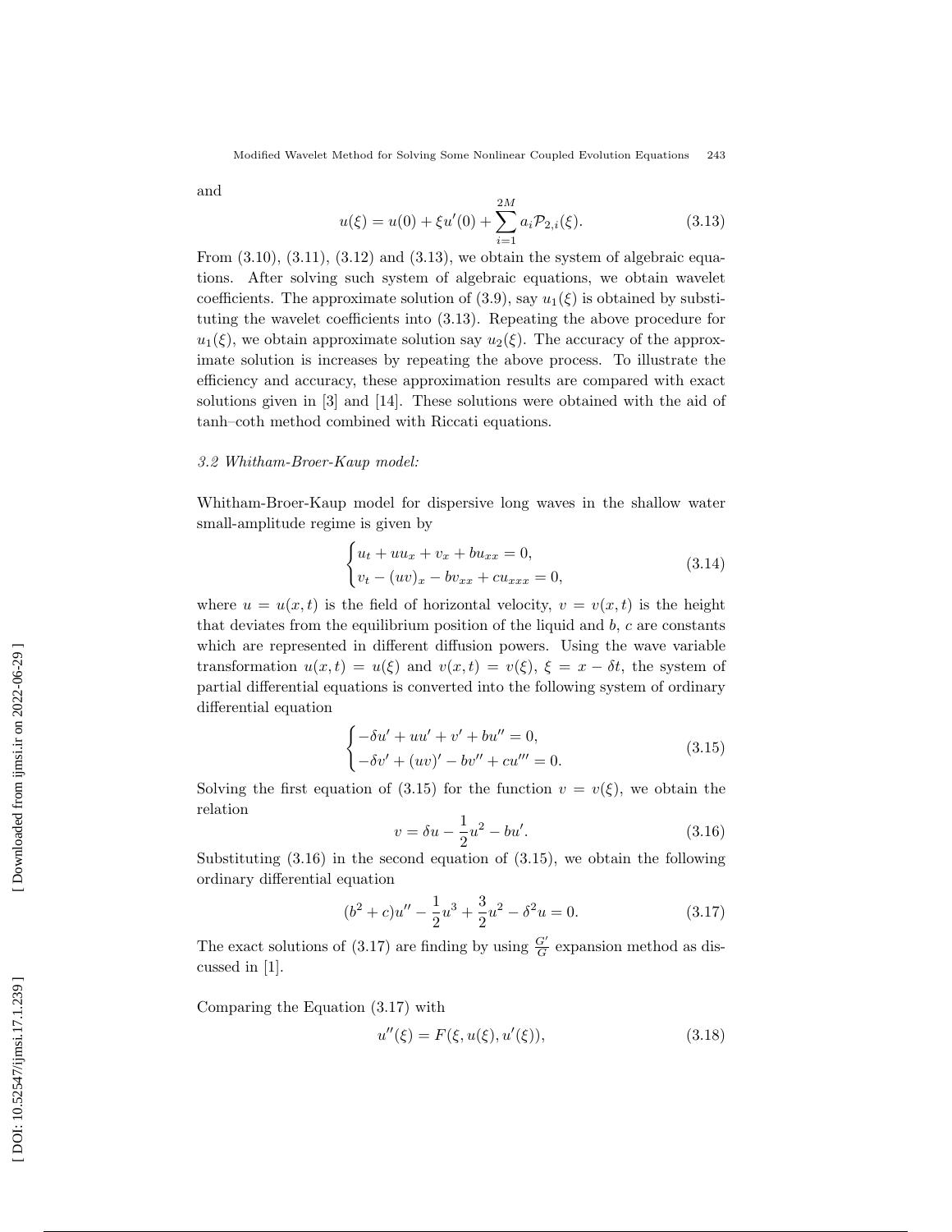and

$$u(\xi) = u(0) + \xi u'(0) + \sum_{i=1}^{2M} a_i \mathcal{P}_{2,i}(\xi). \tag{3.13}$$

From (3.10), (3.11), (3.12) and (3.13), we obtain the system of algebraic equations. After solving such system of algebraic equations, we obtain wavelet coefficients. The approximate solution of (3.9), say $u_1(\xi)$ is obtained by substituting the wavelet coefficients into (3.13). Repeating the above procedure for $u_1(\xi)$, we obtain approximate solution say $u_2(\xi)$. The accuracy of the approximate solution is increases by repeating the above process. To illustrate the efficiency and accuracy, these approximation results are compared with exact solutions given in [3] and [14]. These solutions were obtained with the aid of tanh–coth method combined with Riccati equations.

### *3.2 Whitham-Broer-Kaup model:*

Whitham-Broer-Kaup model for dispersive long waves in the shallow water small-amplitude regime is given by

$$\begin{cases} u_t + uu_x + v_x + bu_{xx} = 0, \\ v_t - (uv)_x - bv_{xx} + cu_{xxx} = 0, \end{cases} \tag{3.14}$$

where $u = u(x,t)$ is the field of horizontal velocity, $v = v(x,t)$ is the height that deviates from the equilibrium position of the liquid and $b$, $c$ are constants which are represented in different diffusion powers. Using the wave variable transformation $u(x,t) = u(\xi)$ and $v(x,t) = v(\xi)$, $\xi = x - \delta t$, the system of partial differential equations is converted into the following system of ordinary differential equation

$$\begin{cases} -\delta u' + uu' + v' + bu'' = 0, \\ -\delta v' + (uv)' - bv'' + cu''' = 0. \end{cases} \tag{3.15}$$

Solving the first equation of (3.15) for the function $v = v(\xi)$, we obtain the relation

$$v = \delta u - \frac{1}{2}u^2 - bu'. \tag{3.16}$$

Substituting (3.16) in the second equation of (3.15), we obtain the following ordinary differential equation

$$(b^2 + c)u'' - \frac{1}{2}u^3 + \frac{3}{2}u^2 - \delta^2 u = 0. \tag{3.17}$$

The exact solutions of (3.17) are finding by using $\frac{G'}{G}$ expansion method as discussed in [1].

Comparing the Equation (3.17) with

$$u''(\xi) = F(\xi, u(\xi), u'(\xi)), \tag{3.18}$$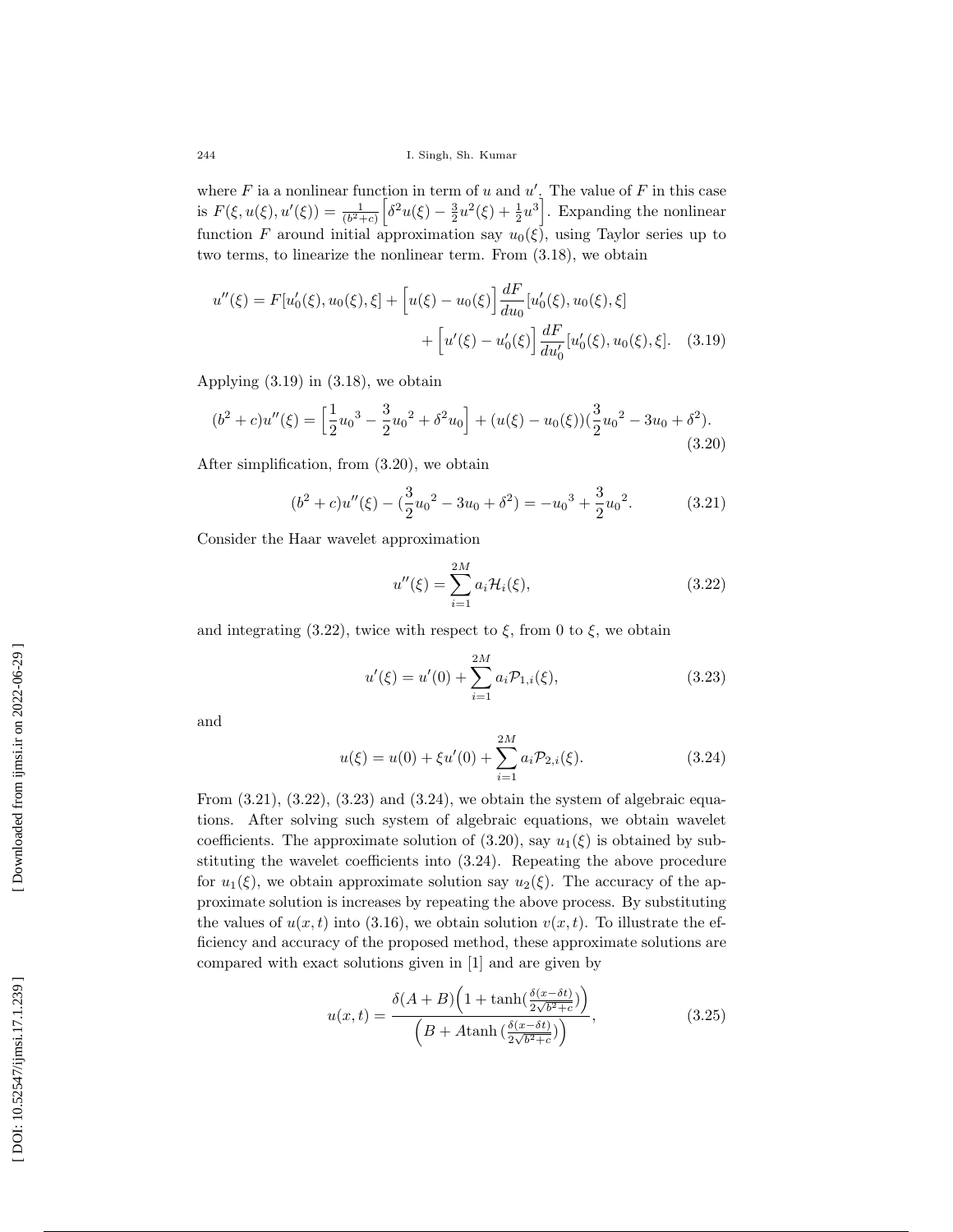where $F$ ia a nonlinear function in term of $u$ and $u'$. The value of $F$ in this case is $F(\xi, u(\xi), u'(\xi)) = \frac{1}{(b^2+c)}\Big[\delta^2 u(\xi) - \frac{3}{2}u^2(\xi) + \frac{1}{2}u^3\Big]$. Expanding the nonlinear function $F$ around initial approximation say $u_0(\xi)$, using Taylor series up to two terms, to linearize the nonlinear term. From (3.18), we obtain

$$u''(\xi) = F[u_0'(\xi), u_0(\xi), \xi] + \Big[u(\xi) - u_0(\xi)\Big]\frac{dF}{du_0}[u_0'(\xi), u_0(\xi), \xi] + \Big[u'(\xi) - u_0'(\xi)\Big]\frac{dF}{du_0'}[u_0'(\xi), u_0(\xi), \xi]. \quad (3.19)$$

Applying (3.19) in (3.18), we obtain

$$(b^2+c)u''(\xi) = \Big[\frac{1}{2}{u_0}^3 - \frac{3}{2}{u_0}^2 + \delta^2 u_0\Big] + (u(\xi) - u_0(\xi))(\frac{3}{2}{u_0}^2 - 3u_0 + \delta^2). \quad (3.20)$$

After simplification, from (3.20), we obtain

$$(b^2+c)u''(\xi) - (\frac{3}{2}{u_0}^2 - 3u_0 + \delta^2) = -{u_0}^3 + \frac{3}{2}{u_0}^2. \quad (3.21)$$

Consider the Haar wavelet approximation

$$u''(\xi) = \sum_{i=1}^{2M} a_i \mathcal{H}_i(\xi), \quad (3.22)$$

and integrating (3.22), twice with respect to $\xi$, from 0 to $\xi$, we obtain

$$u'(\xi) = u'(0) + \sum_{i=1}^{2M} a_i \mathcal{P}_{1,i}(\xi), \quad (3.23)$$

and

$$u(\xi) = u(0) + \xi u'(0) + \sum_{i=1}^{2M} a_i \mathcal{P}_{2,i}(\xi). \quad (3.24)$$

From (3.21), (3.22), (3.23) and (3.24), we obtain the system of algebraic equations. After solving such system of algebraic equations, we obtain wavelet coefficients. The approximate solution of (3.20), say $u_1(\xi)$ is obtained by substituting the wavelet coefficients into (3.24). Repeating the above procedure for $u_1(\xi)$, we obtain approximate solution say $u_2(\xi)$. The accuracy of the approximate solution is increases by repeating the above process. By substituting the values of $u(x,t)$ into (3.16), we obtain solution $v(x,t)$. To illustrate the efficiency and accuracy of the proposed method, these approximate solutions are compared with exact solutions given in [1] and are given by

$$u(x,t) = \frac{\delta(A+B)\Big(1 + \tanh(\frac{\delta(x-\delta t)}{2\sqrt{b^2+c}})\Big)}{\Big(B + A\tanh(\frac{\delta(x-\delta t)}{2\sqrt{b^2+c}})\Big)}, \quad (3.25)$$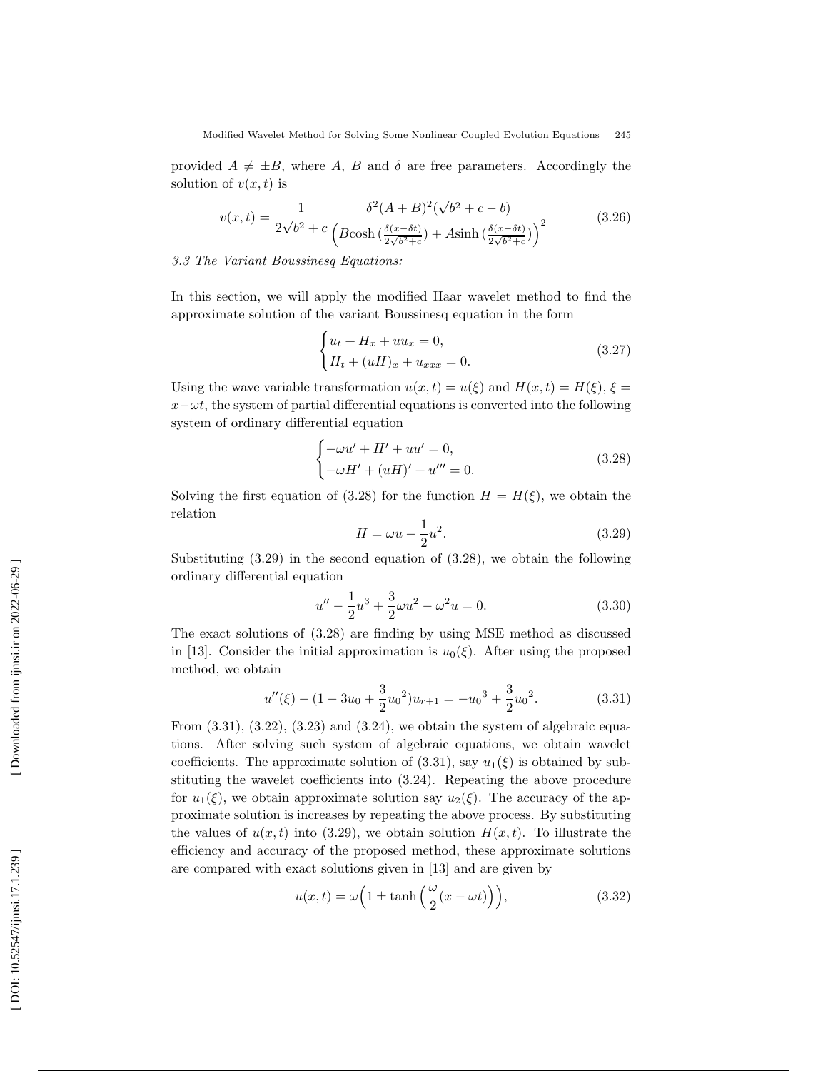provided $A \neq \pm B$, where $A$, $B$ and $\delta$ are free parameters. Accordingly the solution of $v(x,t)$ is

$$v(x,t) = \frac{1}{2\sqrt{b^2+c}} \frac{\delta^2(A+B)^2(\sqrt{b^2+c}-b)}{\left(B\cosh\left(\frac{\delta(x-\delta t)}{2\sqrt{b^2+c}}\right) + A\sinh\left(\frac{\delta(x-\delta t)}{2\sqrt{b^2+c}}\right)\right)^2} \tag{3.26}$$

### *3.3 The Variant Boussinesq Equations:*

In this section, we will apply the modified Haar wavelet method to find the approximate solution of the variant Boussinesq equation in the form

$$\begin{cases} u_t + H_x + uu_x = 0, \\ H_t + (uH)_x + u_{xxx} = 0. \end{cases} \tag{3.27}$$

Using the wave variable transformation $u(x,t) = u(\xi)$ and $H(x,t) = H(\xi)$, $\xi = x - \omega t$, the system of partial differential equations is converted into the following system of ordinary differential equation

$$\begin{cases} -\omega u' + H' + uu' = 0, \\ -\omega H' + (uH)' + u''' = 0. \end{cases} \tag{3.28}$$

Solving the first equation of (3.28) for the function $H = H(\xi)$, we obtain the relation

$$H = \omega u - \frac{1}{2}u^2. \tag{3.29}$$

Substituting (3.29) in the second equation of (3.28), we obtain the following ordinary differential equation

$$u'' - \frac{1}{2}u^3 + \frac{3}{2}\omega u^2 - \omega^2 u = 0. \tag{3.30}$$

The exact solutions of (3.28) are finding by using MSE method as discussed in [13]. Consider the initial approximation is $u_0(\xi)$. After using the proposed method, we obtain

$$u''(\xi) - (1 - 3u_0 + \frac{3}{2}{u_0}^2)u_{r+1} = -{u_0}^3 + \frac{3}{2}{u_0}^2. \tag{3.31}$$

From (3.31), (3.22), (3.23) and (3.24), we obtain the system of algebraic equations. After solving such system of algebraic equations, we obtain wavelet coefficients. The approximate solution of (3.31), say $u_1(\xi)$ is obtained by substituting the wavelet coefficients into (3.24). Repeating the above procedure for $u_1(\xi)$, we obtain approximate solution say $u_2(\xi)$. The accuracy of the approximate solution is increases by repeating the above process. By substituting the values of $u(x,t)$ into (3.29), we obtain solution $H(x,t)$. To illustrate the efficiency and accuracy of the proposed method, these approximate solutions are compared with exact solutions given in [13] and are given by

$$u(x,t) = \omega\Big(1 \pm \tanh\Big(\frac{\omega}{2}(x - \omega t)\Big)\Big), \tag{3.32}$$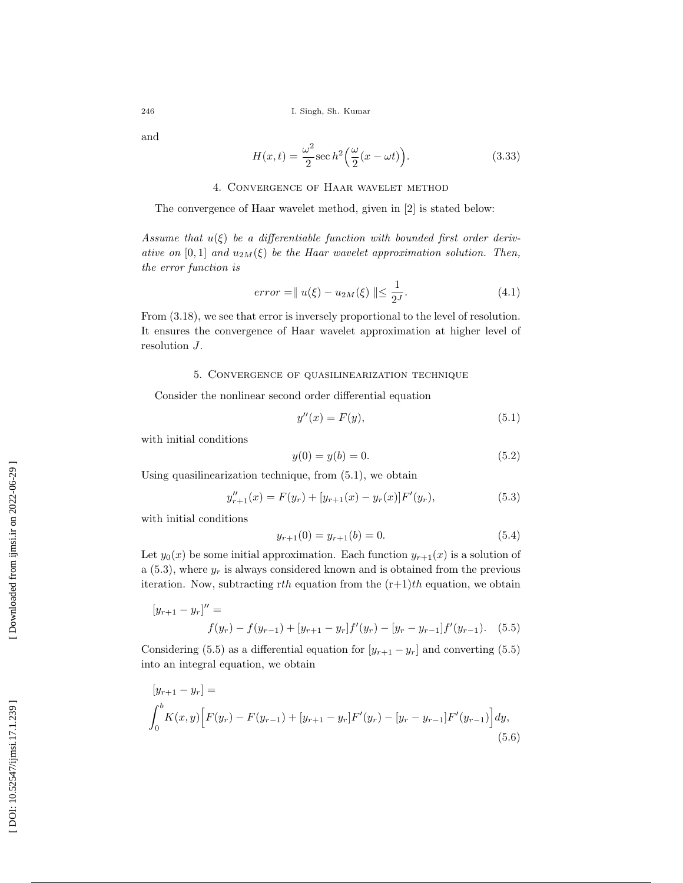and

$$H(x,t) = \frac{\omega^2}{2}\sec h^2\Big(\frac{\omega}{2}(x-\omega t)\Big). \tag{3.33}$$

## 4. Convergence of Haar wavelet method

The convergence of Haar wavelet method, given in [2] is stated below:

*Assume that $u(\xi)$ be a differentiable function with bounded first order derivative on $[0,1]$ and $u_{2M}(\xi)$ be the Haar wavelet approximation solution. Then, the error function is*

$$error = \parallel u(\xi) - u_{2M}(\xi) \parallel \leq \frac{1}{2^J}. \tag{4.1}$$

From (3.18), we see that error is inversely proportional to the level of resolution. It ensures the convergence of Haar wavelet approximation at higher level of resolution $J$.

## 5. Convergence of quasilinearization technique

Consider the nonlinear second order differential equation

$$y''(x) = F(y), \tag{5.1}$$

with initial conditions

$$y(0) = y(b) = 0. \tag{5.2}$$

Using quasilinearization technique, from (5.1), we obtain

$$y''_{r+1}(x) = F(y_r) + [y_{r+1}(x) - y_r(x)]F'(y_r), \tag{5.3}$$

with initial conditions

$$y_{r+1}(0) = y_{r+1}(b) = 0. \tag{5.4}$$

Let $y_0(x)$ be some initial approximation. Each function $y_{r+1}(x)$ is a solution of a (5.3), where $y_r$ is always considered known and is obtained from the previous iteration. Now, subtracting r$th$ equation from the (r+1)$th$ equation, we obtain

$$[y_{r+1} - y_r]'' = f(y_r) - f(y_{r-1}) + [y_{r+1} - y_r]f'(y_r) - [y_r - y_{r-1}]f'(y_{r-1}). \tag{5.5}$$

Considering (5.5) as a differential equation for $[y_{r+1} - y_r]$ and converting (5.5) into an integral equation, we obtain

$$[y_{r+1} - y_r] = \int_0^b K(x,y)\Big[F(y_r) - F(y_{r-1}) + [y_{r+1} - y_r]F'(y_r) - [y_r - y_{r-1}]F'(y_{r-1})\Big]dy, \tag{5.6}$$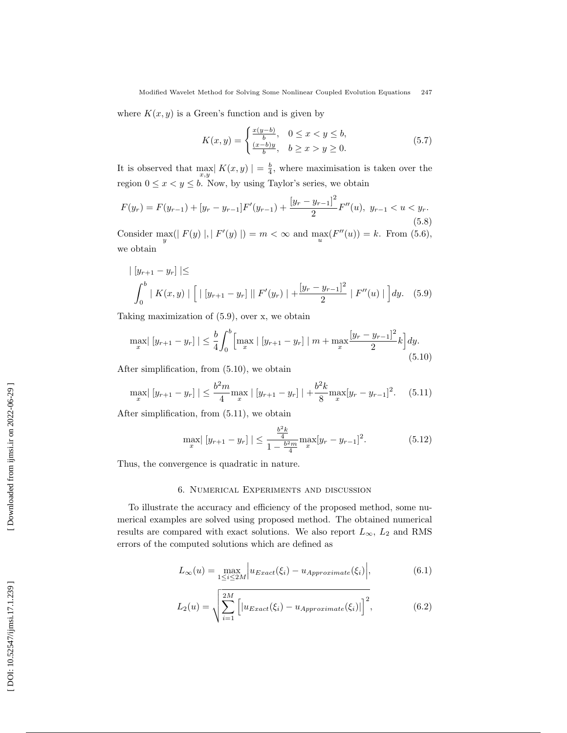where $K(x,y)$ is a Green's function and is given by

$$K(x,y) = \begin{cases} \frac{x(y-b)}{b}, & 0 \le x < y \le b, \\ \frac{(x-b)y}{b}, & b \ge x > y \ge 0. \end{cases} \tag{5.7}$$

It is observed that $\max_{x,y} | K(x,y) | = \frac{b}{4}$, where maximisation is taken over the region $0 \le x < y \le b$. Now, by using Taylor's series, we obtain

$$F(y_r) = F(y_{r-1}) + [y_r - y_{r-1}]F'(y_{r-1}) + \frac{[y_r - y_{r-1}]^2}{2}F''(u),\ y_{r-1} < u < y_r. \tag{5.8}$$

Consider $\max_y(| F(y) |, | F'(y) |) = m < \infty$ and $\max_u(F''(u)) = k$. From (5.6), we obtain

$$| [y_{r+1} - y_r] | \le \int_0^b | K(x,y) | \Big[ | [y_{r+1} - y_r] || F'(y_r) | + \frac{[y_r - y_{r-1}]^2}{2} | F''(u) | \Big] dy. \tag{5.9}$$

Taking maximization of (5.9), over x, we obtain

$$\max_x | [y_{r+1} - y_r] | \le \frac{b}{4}\int_0^b \Big[ \max_x | [y_{r+1} - y_r] | m + \max_x \frac{[y_r - y_{r-1}]^2}{2} k \Big] dy. \tag{5.10}$$

After simplification, from (5.10), we obtain

$$\max_x | [y_{r+1} - y_r] | \le \frac{b^2 m}{4} \max_x | [y_{r+1} - y_r] | + \frac{b^2 k}{8} \max_x [y_r - y_{r-1}]^2. \tag{5.11}$$

After simplification, from (5.11), we obtain

$$\max_x | [y_{r+1} - y_r] | \le \frac{\frac{b^2 k}{4}}{1 - \frac{b^2 m}{4}} \max_x [y_r - y_{r-1}]^2. \tag{5.12}$$

Thus, the convergence is quadratic in nature.

## 6. Numerical Experiments and discussion

To illustrate the accuracy and efficiency of the proposed method, some numerical examples are solved using proposed method. The obtained numerical results are compared with exact solutions. We also report $L_\infty$, $L_2$ and RMS errors of the computed solutions which are defined as

$$L_\infty(u) = \max_{1 \le i \le 2M} \Big| u_{Exact}(\xi_i) - u_{Approximate}(\xi_i) \Big|, \tag{6.1}$$

$$L_2(u) = \sqrt{\sum_{i=1}^{2M} \Big[ \big| u_{Exact}(\xi_i) - u_{Approximate}(\xi_i) \big| \Big]^2}, \tag{6.2}$$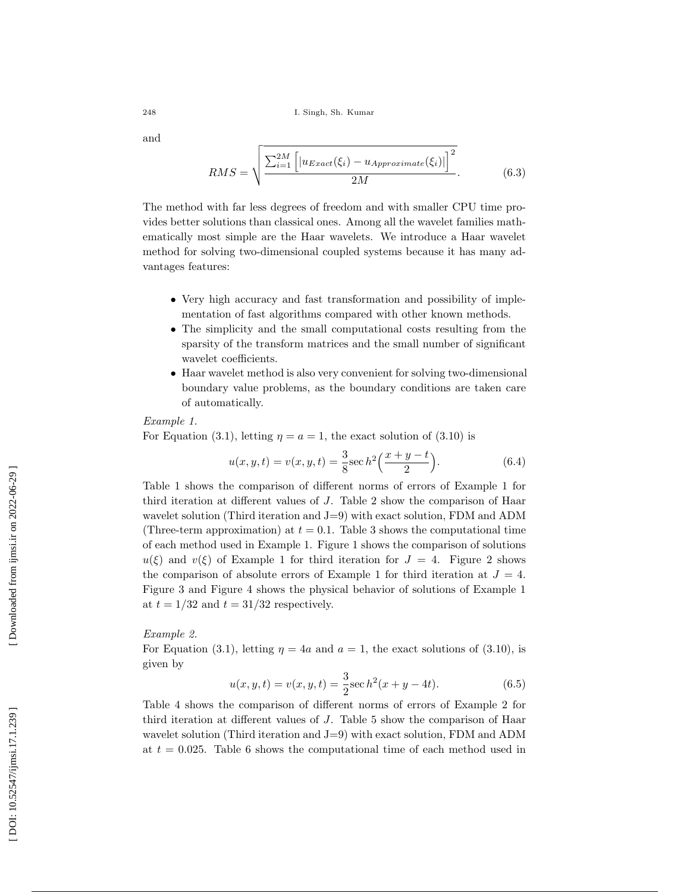and

$$RMS = \sqrt{\frac{\sum_{i=1}^{2M}\left[|u_{Exact}(\xi_i) - u_{Approximate}(\xi_i)|\right]^2}{2M}}. \tag{6.3}$$

The method with far less degrees of freedom and with smaller CPU time provides better solutions than classical ones. Among all the wavelet families mathematically most simple are the Haar wavelets. We introduce a Haar wavelet method for solving two-dimensional coupled systems because it has many advantages features:

- Very high accuracy and fast transformation and possibility of implementation of fast algorithms compared with other known methods.
- The simplicity and the small computational costs resulting from the sparsity of the transform matrices and the small number of significant wavelet coefficients.
- Haar wavelet method is also very convenient for solving two-dimensional boundary value problems, as the boundary conditions are taken care of automatically.

*Example 1.*
For Equation (3.1), letting $\eta = a = 1$, the exact solution of (3.10) is

$$u(x, y, t) = v(x, y, t) = \frac{3}{8}\sec h^2\Big(\frac{x + y - t}{2}\Big). \tag{6.4}$$

Table 1 shows the comparison of different norms of errors of Example 1 for third iteration at different values of $J$. Table 2 show the comparison of Haar wavelet solution (Third iteration and J=9) with exact solution, FDM and ADM (Three-term approximation) at $t = 0.1$. Table 3 shows the computational time of each method used in Example 1. Figure 1 shows the comparison of solutions $u(\xi)$ and $v(\xi)$ of Example 1 for third iteration for $J = 4$. Figure 2 shows the comparison of absolute errors of Example 1 for third iteration at $J = 4$. Figure 3 and Figure 4 shows the physical behavior of solutions of Example 1 at $t = 1/32$ and $t = 31/32$ respectively.

*Example 2.*
For Equation (3.1), letting $\eta = 4a$ and $a = 1$, the exact solutions of (3.10), is given by

$$u(x, y, t) = v(x, y, t) = \frac{3}{2}\sec h^2(x + y - 4t). \tag{6.5}$$

Table 4 shows the comparison of different norms of errors of Example 2 for third iteration at different values of $J$. Table 5 show the comparison of Haar wavelet solution (Third iteration and J=9) with exact solution, FDM and ADM at $t = 0.025$. Table 6 shows the computational time of each method used in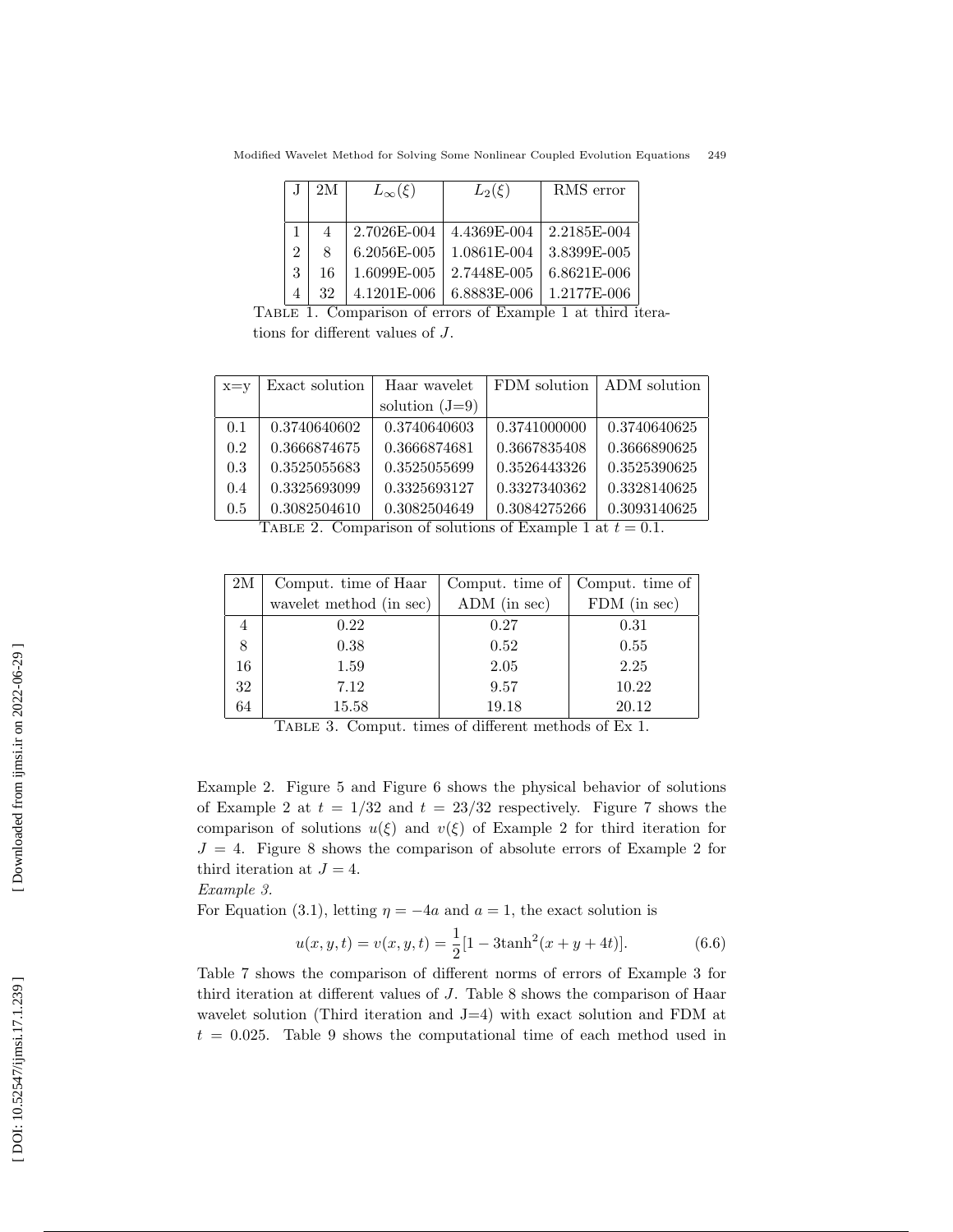| J | 2M | $L_\infty(\xi)$ | $L_2(\xi)$ | RMS error |
|---|---|---|---|---|
| 1 | 4 | 2.7026E-004 | 4.4369E-004 | 2.2185E-004 |
| 2 | 8 | 6.2056E-005 | 1.0861E-004 | 3.8399E-005 |
| 3 | 16 | 1.6099E-005 | 2.7448E-005 | 6.8621E-006 |
| 4 | 32 | 4.1201E-006 | 6.8883E-006 | 1.2177E-006 |

Table 1. Comparison of errors of Example 1 at third iterations for different values of $J$.

| x=y | Exact solution | Haar wavelet solution (J=9) | FDM solution | ADM solution |
|---|---|---|---|---|
| 0.1 | 0.3740640602 | 0.3740640603 | 0.3741000000 | 0.3740640625 |
| 0.2 | 0.3666874675 | 0.3666874681 | 0.3667835408 | 0.3666890625 |
| 0.3 | 0.3525055683 | 0.3525055699 | 0.3526443326 | 0.3525390625 |
| 0.4 | 0.3325693099 | 0.3325693127 | 0.3327340362 | 0.3328140625 |
| 0.5 | 0.3082504610 | 0.3082504649 | 0.3084275266 | 0.3093140625 |

Table 2. Comparison of solutions of Example 1 at $t = 0.1$.

| 2M | Comput. time of Haar wavelet method (in sec) | Comput. time of ADM (in sec) | Comput. time of FDM (in sec) |
|---|---|---|---|
| 4 | 0.22 | 0.27 | 0.31 |
| 8 | 0.38 | 0.52 | 0.55 |
| 16 | 1.59 | 2.05 | 2.25 |
| 32 | 7.12 | 9.57 | 10.22 |
| 64 | 15.58 | 19.18 | 20.12 |

Table 3. Comput. times of different methods of Ex 1.

Example 2. Figure 5 and Figure 6 shows the physical behavior of solutions of Example 2 at $t = 1/32$ and $t = 23/32$ respectively. Figure 7 shows the comparison of solutions $u(\xi)$ and $v(\xi)$ of Example 2 for third iteration for $J = 4$. Figure 8 shows the comparison of absolute errors of Example 2 for third iteration at $J = 4$.

*Example 3.*

For Equation (3.1), letting $\eta = -4a$ and $a = 1$, the exact solution is

$$u(x, y, t) = v(x, y, t) = \frac{1}{2}[1 - 3\tanh^2(x + y + 4t)]. \tag{6.6}$$

Table 7 shows the comparison of different norms of errors of Example 3 for third iteration at different values of $J$. Table 8 shows the comparison of Haar wavelet solution (Third iteration and J=4) with exact solution and FDM at $t = 0.025$. Table 9 shows the computational time of each method used in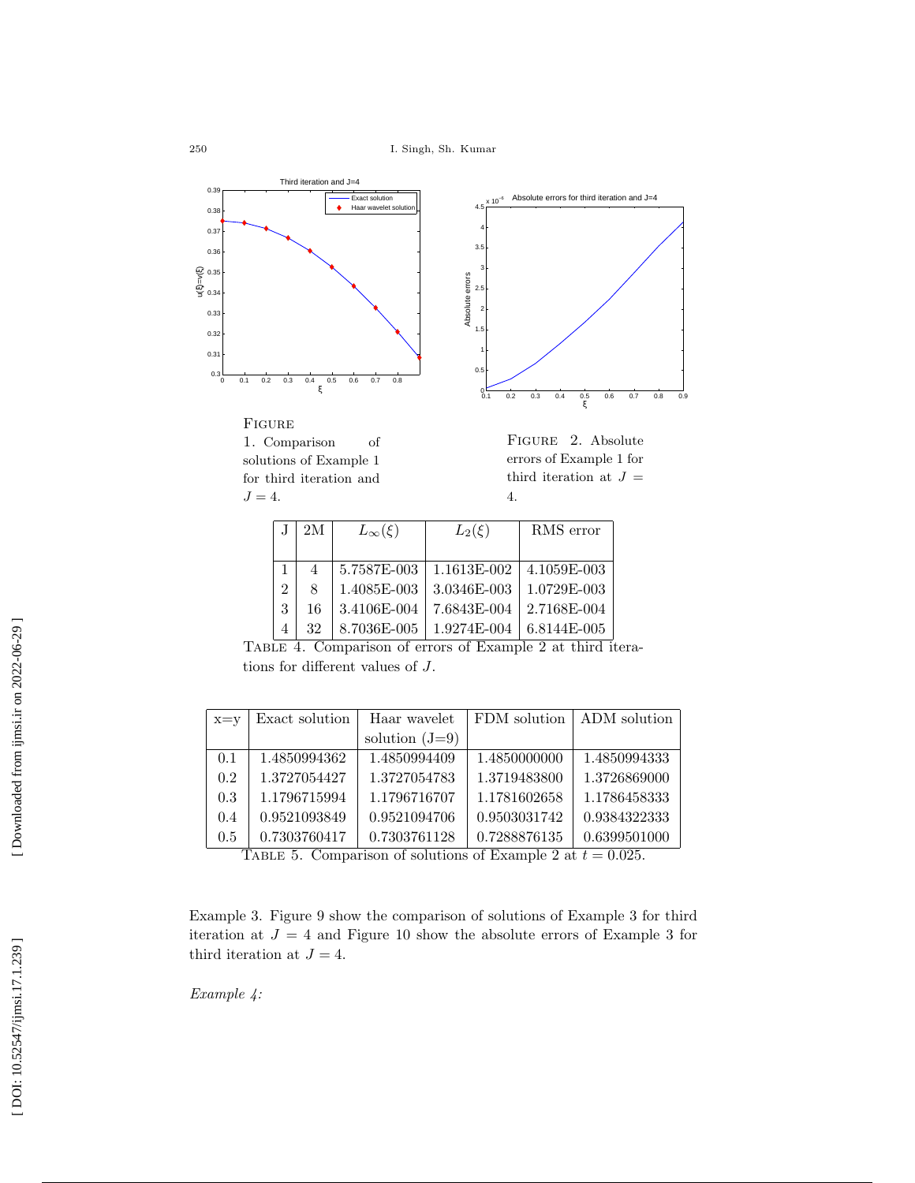Third iration and J=4

0.39
0.38
0.37
0.36
0.35
0.34
0.33
0.32
0.31
0.3

0 0.1 0.2 0.3 0.4 0.5 0.6 0.7 0.8

ξ

u(ξ)=v(ξ)

Exact solution

Haar wavelet solution

FIGURE 1. Comparison of solutions of Example 1 for third iteration and $J = 4$.

Absolute errors for third iteration and J=4

x 10⁻⁵

4.5
4
3.5
3
2.5
2
1.5
1
0.5
0

0.1 0.2 0.3 0.4 0.5 0.6 0.7 0.8 0.9

ξ

Absolute errors

FIGURE 2. Absolute errors of Example 1 for third iteration at $J = 4$.

| J | 2M | $L_\infty(\xi)$ | $L_2(\xi)$ | RMS error |
|---|---|---|---|---|
| 1 | 4 | 5.7587E-003 | 1.1613E-002 | 4.1059E-003 |
| 2 | 8 | 1.4085E-003 | 3.0346E-003 | 1.0729E-003 |
| 3 | 16 | 3.4106E-004 | 7.6843E-004 | 2.7168E-004 |
| 4 | 32 | 8.7036E-005 | 1.9274E-004 | 6.8144E-005 |

TABLE 4. Comparison of errors of Example 2 at third iterations for different values of $J$.

| x=y | Exact solution | Haar wavelet solution (J=9) | FDM solution | ADM solution |
|---|---|---|---|---|
| 0.1 | 1.4850994362 | 1.4850994409 | 1.4850000000 | 1.4850994333 |
| 0.2 | 1.3727054427 | 1.3727054783 | 1.3719483800 | 1.3726869000 |
| 0.3 | 1.1796715994 | 1.1796716707 | 1.1781602658 | 1.1786458333 |
| 0.4 | 0.9521093849 | 0.9521094706 | 0.9503031742 | 0.9384322333 |
| 0.5 | 0.7303760417 | 0.7303761128 | 0.7288876135 | 0.6399501000 |

TABLE 5. Comparison of solutions of Example 2 at $t = 0.025$.

Example 3. Figure 9 show the comparison of solutions of Example 3 for third iteration at $J = 4$ and Figure 10 show the absolute errors of Example 3 for third iteration at $J = 4$.

*Example 4:*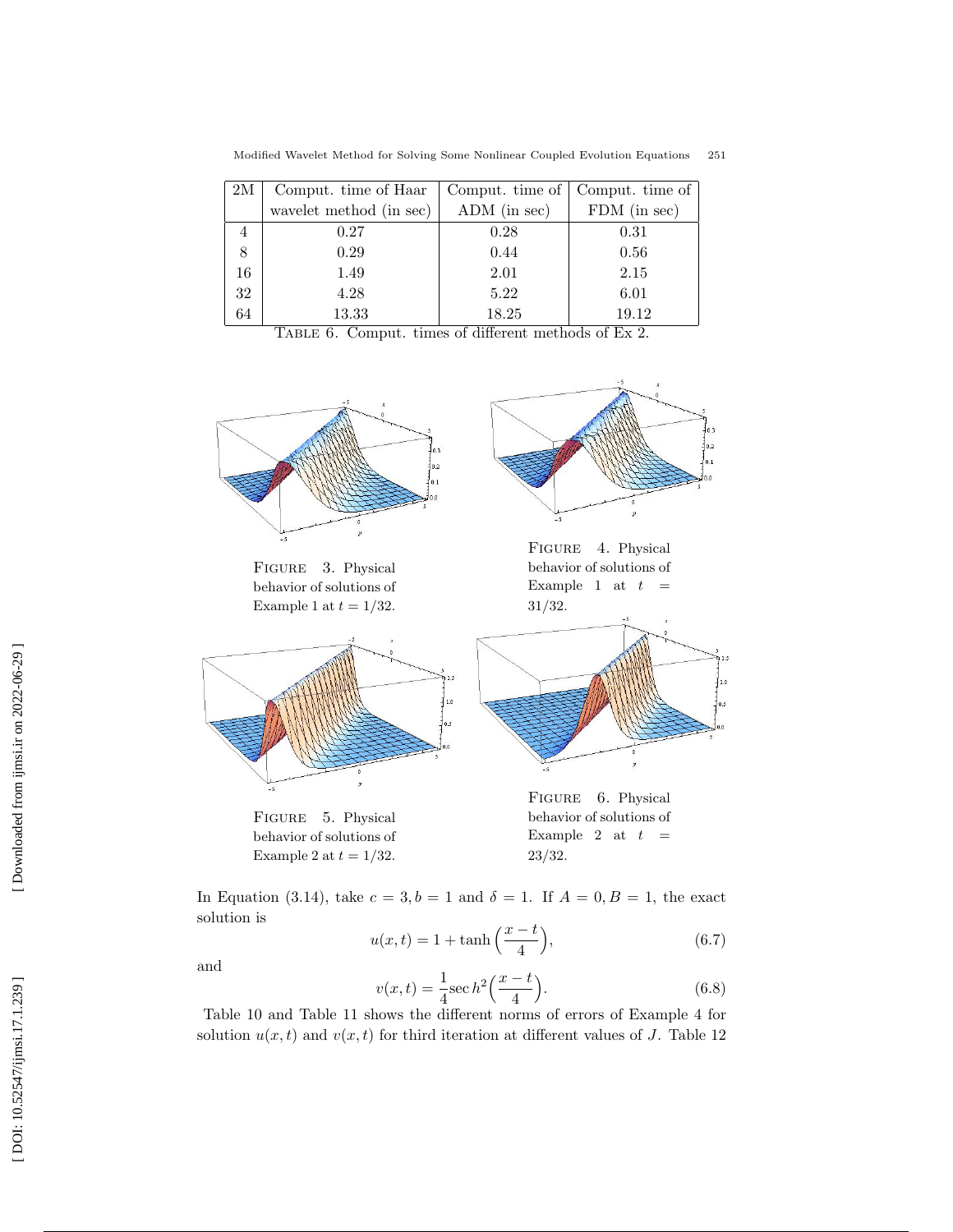| 2M | Comput. time of Haar wavelet method (in sec) | Comput. time of ADM (in sec) | Comput. time of FDM (in sec) |
|---|---|---|---|
| 4 | 0.27 | 0.28 | 0.31 |
| 8 | 0.29 | 0.44 | 0.56 |
| 16 | 1.49 | 2.01 | 2.15 |
| 32 | 4.28 | 5.22 | 6.01 |
| 64 | 13.33 | 18.25 | 19.12 |

TABLE 6. Comput. times of different methods of Ex 2.

FIGURE 3. Physical behavior of solutions of Example 1 at $t = 1/32$.

FIGURE 4. Physical behavior of solutions of Example 1 at $t = 31/32$.

FIGURE 5. Physical behavior of solutions of Example 2 at $t = 1/32$.

FIGURE 6. Physical behavior of solutions of Example 2 at $t = 23/32$.

In Equation (3.14), take $c = 3, b = 1$ and $\delta = 1$. If $A = 0, B = 1$, the exact solution is

$$u(x,t) = 1 + \tanh\Big(\frac{x-t}{4}\Big), \tag{6.7}$$

and

$$v(x,t) = \frac{1}{4}\sec h^2\Big(\frac{x-t}{4}\Big). \tag{6.8}$$

Table 10 and Table 11 shows the different norms of errors of Example 4 for solution $u(x,t)$ and $v(x,t)$ for third iteration at different values of $J$. Table 12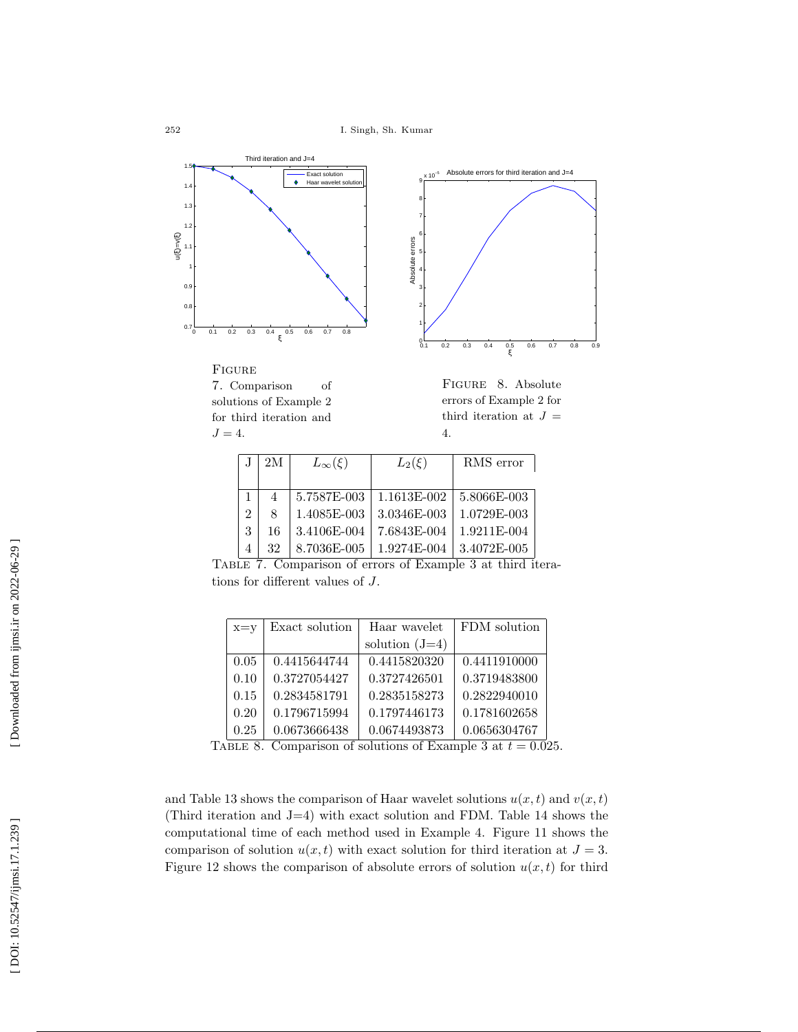Third iteration and J=4

Exact solution
Haar wavelet solution

$u(\xi)=v(\xi)$

$\xi$

FIGURE 7. Comparison of solutions of Example 2 for third iteration and $J = 4$.

Absolute errors for third iteration and J=4

x 10^-5

Absolute errors

$\xi$

FIGURE 8. Absolute errors of Example 2 for third iteration at $J = 4$.

| J | 2M | $L_\infty(\xi)$ | $L_2(\xi)$ | RMS error |
|---|---|---|---|---|
| 1 | 4 | 5.7587E-003 | 1.1613E-002 | 5.8066E-003 |
| 2 | 8 | 1.4085E-003 | 3.0346E-003 | 1.0729E-003 |
| 3 | 16 | 3.4106E-004 | 7.6843E-004 | 1.9211E-004 |
| 4 | 32 | 8.7036E-005 | 1.9274E-004 | 3.4072E-005 |

TABLE 7. Comparison of errors of Example 3 at third iterations for different values of $J$.

| x=y | Exact solution | Haar wavelet solution (J=4) | FDM solution |
|---|---|---|---|
| 0.05 | 0.4415644744 | 0.4415820320 | 0.4411910000 |
| 0.10 | 0.3727054427 | 0.3727426501 | 0.3719483800 |
| 0.15 | 0.2834581791 | 0.2835158273 | 0.2822940010 |
| 0.20 | 0.1796715994 | 0.1797446173 | 0.1781602658 |
| 0.25 | 0.0673666438 | 0.0674493873 | 0.0656304767 |

TABLE 8. Comparison of solutions of Example 3 at $t = 0.025$.

and Table 13 shows the comparison of Haar wavelet solutions $u(x, t)$ and $v(x, t)$ (Third iteration and J=4) with exact solution and FDM. Table 14 shows the computational time of each method used in Example 4. Figure 11 shows the comparison of solution $u(x, t)$ with exact solution for third iteration at $J = 3$. Figure 12 shows the comparison of absolute errors of solution $u(x, t)$ for third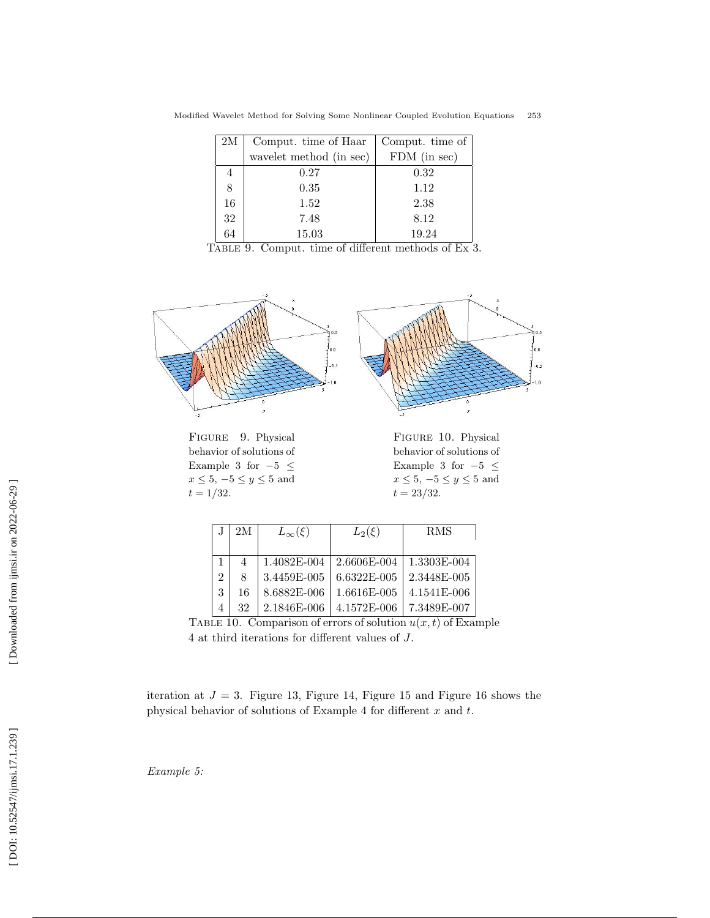| 2M | Comput. time of Haar wavelet method (in sec) | Comput. time of FDM (in sec) |
|---|---|---|
| 4 | 0.27 | 0.32 |
| 8 | 0.35 | 1.12 |
| 16 | 1.52 | 2.38 |
| 32 | 7.48 | 8.12 |
| 64 | 15.03 | 19.24 |

Table 9. Comput. time of different methods of Ex 3.

Figure 9. Physical behavior of solutions of Example 3 for $-5 \leq x \leq 5$, $-5 \leq y \leq 5$ and $t = 1/32$.

Figure 10. Physical behavior of solutions of Example 3 for $-5 \leq x \leq 5$, $-5 \leq y \leq 5$ and $t = 23/32$.

| J | 2M | $L_\infty(\xi)$ | $L_2(\xi)$ | RMS |
|---|---|---|---|---|
| 1 | 4 | 1.4082E-004 | 2.6606E-004 | 1.3303E-004 |
| 2 | 8 | 3.4459E-005 | 6.6322E-005 | 2.3448E-005 |
| 3 | 16 | 8.6882E-006 | 1.6616E-005 | 4.1541E-006 |
| 4 | 32 | 2.1846E-006 | 4.1572E-006 | 7.3489E-007 |

Table 10. Comparison of errors of solution $u(x,t)$ of Example 4 at third iterations for different values of $J$.

iteration at $J = 3$. Figure 13, Figure 14, Figure 15 and Figure 16 shows the physical behavior of solutions of Example 4 for different $x$ and $t$.

*Example 5:*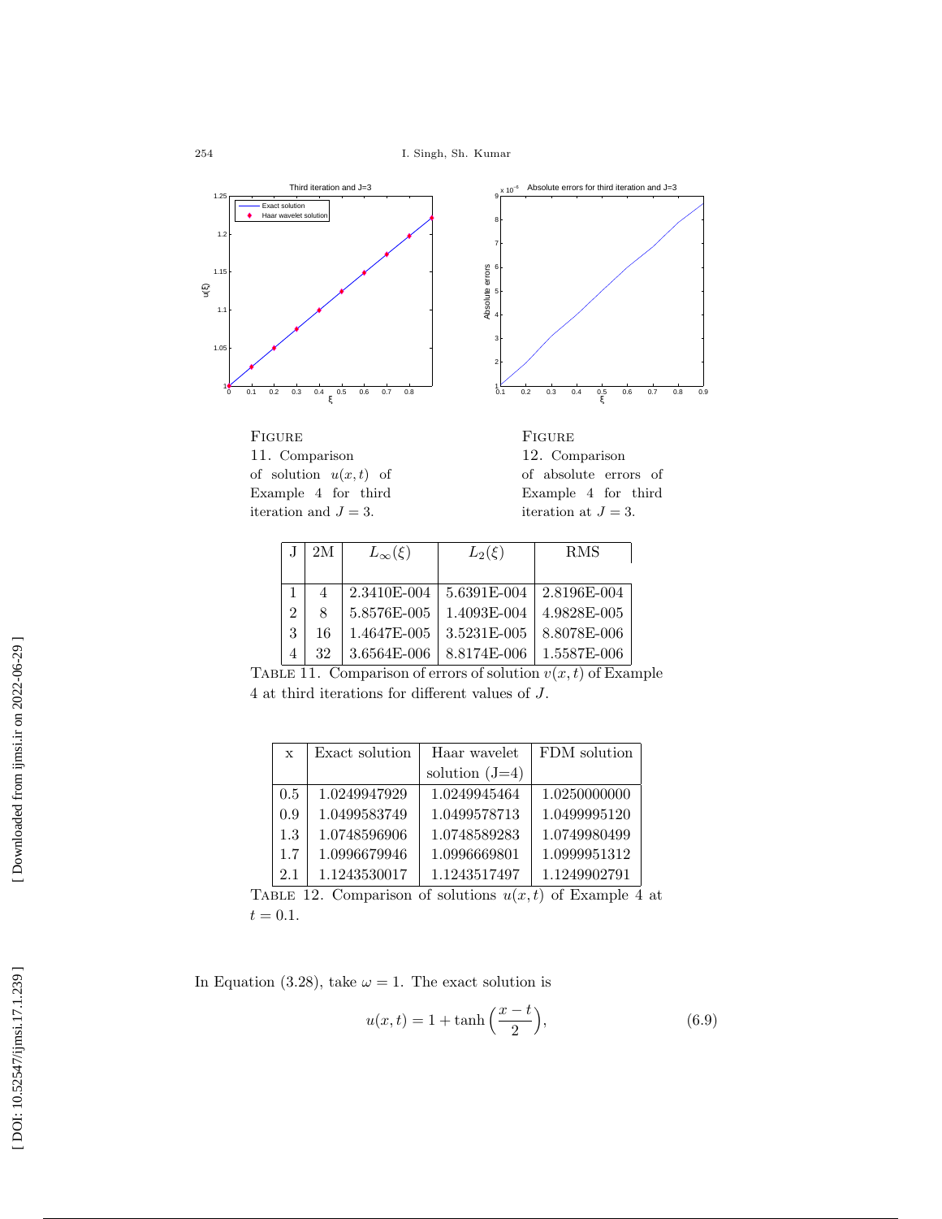FIGURE 11. Comparison of solution $u(x,t)$ of Example 4 for third iteration and $J=3$.

FIGURE 12. Comparison of absolute errors of Example 4 for third iteration at $J=3$.

| J | 2M | $L_\infty(\xi)$ | $L_2(\xi)$ | RMS |
|---|---|---|---|---|
| 1 | 4 | 2.3410E-004 | 5.6391E-004 | 2.8196E-004 |
| 2 | 8 | 5.8576E-005 | 1.4093E-004 | 4.9828E-005 |
| 3 | 16 | 1.4647E-005 | 3.5231E-005 | 8.8078E-006 |
| 4 | 32 | 3.6564E-006 | 8.8174E-006 | 1.5587E-006 |

TABLE 11. Comparison of errors of solution $v(x,t)$ of Example 4 at third iterations for different values of $J$.

| x | Exact solution | Haar wavelet solution (J=4) | FDM solution |
|---|---|---|---|
| 0.5 | 1.0249947929 | 1.0249945464 | 1.0250000000 |
| 0.9 | 1.0499583749 | 1.0499578713 | 1.0499995120 |
| 1.3 | 1.0748596906 | 1.0748589283 | 1.0749980499 |
| 1.7 | 1.0996679946 | 1.0996669801 | 1.0999951312 |
| 2.1 | 1.1243530017 | 1.1243517497 | 1.1249902791 |

TABLE 12. Comparison of solutions $u(x,t)$ of Example 4 at $t=0.1$.

In Equation (3.28), take $\omega = 1$. The exact solution is

$$u(x,t) = 1 + \tanh\Big(\frac{x-t}{2}\Big), \tag{6.9}$$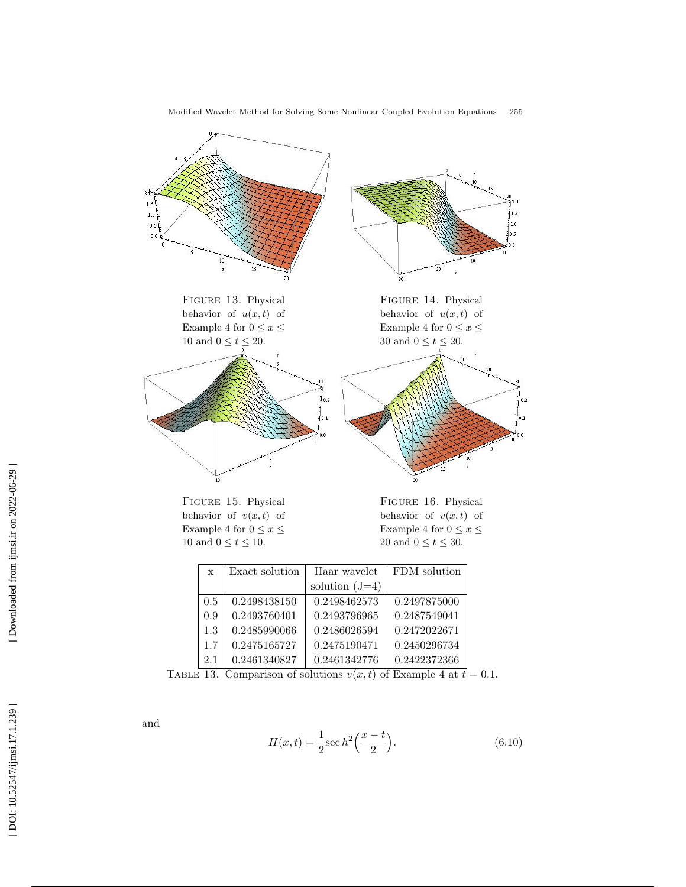FIGURE 13. Physical behavior of $u(x,t)$ of Example 4 for $0 \leq x \leq 10$ and $0 \leq t \leq 20$.

FIGURE 14. Physical behavior of $u(x,t)$ of Example 4 for $0 \leq x \leq 30$ and $0 \leq t \leq 20$.

FIGURE 15. Physical behavior of $v(x,t)$ of Example 4 for $0 \leq x \leq 10$ and $0 \leq t \leq 10$.

FIGURE 16. Physical behavior of $v(x,t)$ of Example 4 for $0 \leq x \leq 20$ and $0 \leq t \leq 30$.

| x | Exact solution | Haar wavelet solution (J=4) | FDM solution |
|---|---|---|---|
| 0.5 | 0.2498438150 | 0.2498462573 | 0.2497875000 |
| 0.9 | 0.2493760401 | 0.2493796965 | 0.2487549041 |
| 1.3 | 0.2485990066 | 0.2486026594 | 0.2472022671 |
| 1.7 | 0.2475165727 | 0.2475190471 | 0.2450296734 |
| 2.1 | 0.2461340827 | 0.2461342776 | 0.2422372366 |

TABLE 13. Comparison of solutions $v(x,t)$ of Example 4 at $t = 0.1$.

and

$$H(x,t) = \frac{1}{2}\sec h^2\Big(\frac{x-t}{2}\Big). \tag{6.10}$$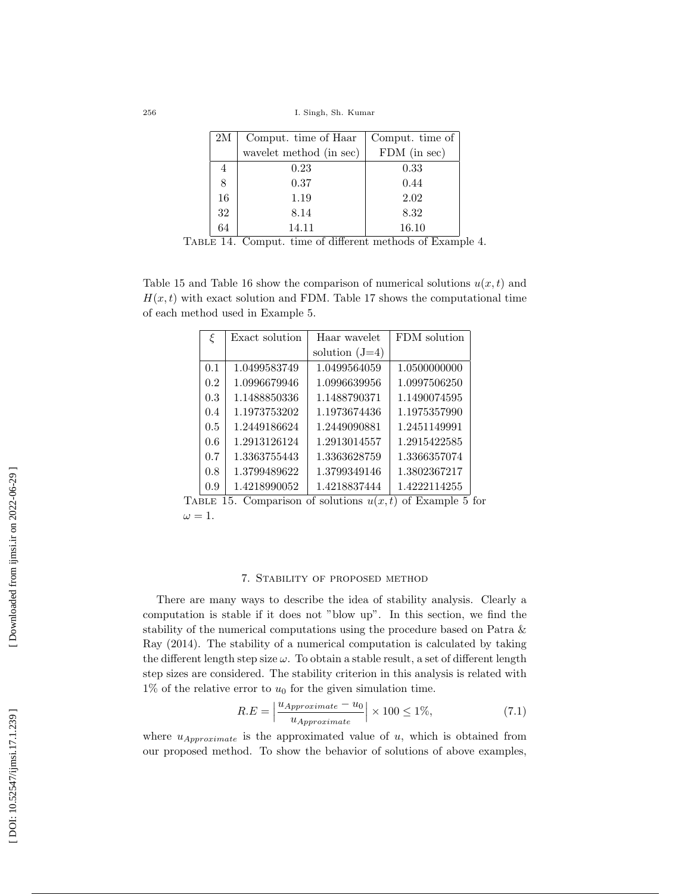| 2M | Comput. time of Haar wavelet method (in sec) | Comput. time of FDM (in sec) |
|---|---|---|
| 4 | 0.23 | 0.33 |
| 8 | 0.37 | 0.44 |
| 16 | 1.19 | 2.02 |
| 32 | 8.14 | 8.32 |
| 64 | 14.11 | 16.10 |

Table 14. Comput. time of different methods of Example 4.

Table 15 and Table 16 show the comparison of numerical solutions $u(x,t)$ and $H(x,t)$ with exact solution and FDM. Table 17 shows the computational time of each method used in Example 5.

| $\xi$ | Exact solution | Haar wavelet solution (J=4) | FDM solution |
|---|---|---|---|
| 0.1 | 1.0499583749 | 1.0499564059 | 1.0500000000 |
| 0.2 | 1.0996679946 | 1.0996639956 | 1.0997506250 |
| 0.3 | 1.1488850336 | 1.1488790371 | 1.1490074595 |
| 0.4 | 1.1973753202 | 1.1973674436 | 1.1975357990 |
| 0.5 | 1.2449186624 | 1.2449090881 | 1.2451149991 |
| 0.6 | 1.2913126124 | 1.2913014557 | 1.2915422585 |
| 0.7 | 1.3363755443 | 1.3363628759 | 1.3366357074 |
| 0.8 | 1.3799489622 | 1.3799349146 | 1.3802367217 |
| 0.9 | 1.4218990052 | 1.4218837444 | 1.4222114255 |

Table 15. Comparison of solutions $u(x,t)$ of Example 5 for $\omega = 1$.

## 7. Stability of proposed method

There are many ways to describe the idea of stability analysis. Clearly a computation is stable if it does not "blow up". In this section, we find the stability of the numerical computations using the procedure based on Patra & Ray (2014). The stability of a numerical computation is calculated by taking the different length step size $\omega$. To obtain a stable result, a set of different length step sizes are considered. The stability criterion in this analysis is related with 1% of the relative error to $u_0$ for the given simulation time.

$$R.E = \left| \frac{u_{Approximate} - u_0}{u_{Approximate}} \right| \times 100 \leq 1\%, \tag{7.1}$$

where $u_{Approximate}$ is the approximated value of $u$, which is obtained from our proposed method. To show the behavior of solutions of above examples,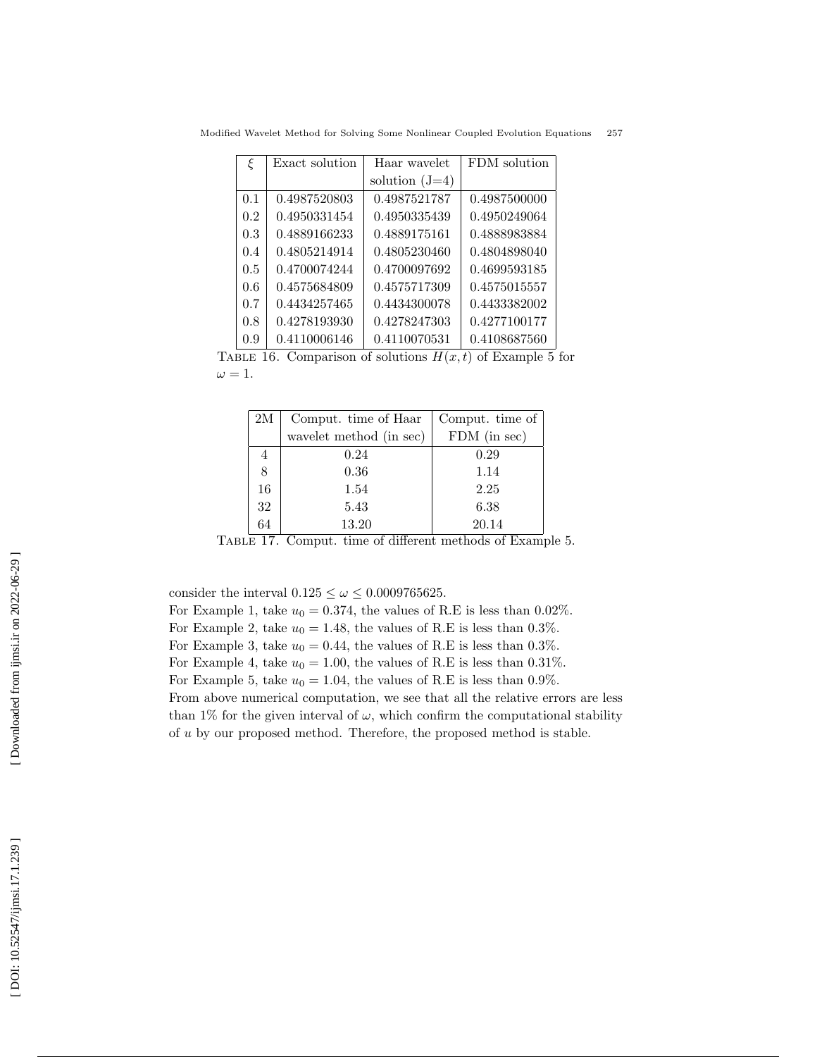| $\xi$ | Exact solution | Haar wavelet solution (J=4) | FDM solution |
|---|---|---|---|
| 0.1 | 0.4987520803 | 0.4987521787 | 0.4987500000 |
| 0.2 | 0.4950331454 | 0.4950335439 | 0.4950249064 |
| 0.3 | 0.4889166233 | 0.4889175161 | 0.4888983884 |
| 0.4 | 0.4805214914 | 0.4805230460 | 0.4804898040 |
| 0.5 | 0.4700074244 | 0.4700097692 | 0.4699593185 |
| 0.6 | 0.4575684809 | 0.4575717309 | 0.4575015557 |
| 0.7 | 0.4434257465 | 0.4434300078 | 0.4433382002 |
| 0.8 | 0.4278193930 | 0.4278247303 | 0.4277100177 |
| 0.9 | 0.4110006146 | 0.4110070531 | 0.4108687560 |

TABLE 16. Comparison of solutions $H(x,t)$ of Example 5 for $\omega = 1$.

| 2M | Comput. time of Haar wavelet method (in sec) | Comput. time of FDM (in sec) |
|---|---|---|
| 4 | 0.24 | 0.29 |
| 8 | 0.36 | 1.14 |
| 16 | 1.54 | 2.25 |
| 32 | 5.43 | 6.38 |
| 64 | 13.20 | 20.14 |

TABLE 17. Comput. time of different methods of Example 5.

consider the interval $0.125 \leq \omega \leq 0.0009765625$.
For Example 1, take $u_0 = 0.374$, the values of R.E is less than 0.02%.
For Example 2, take $u_0 = 1.48$, the values of R.E is less than 0.3%.
For Example 3, take $u_0 = 0.44$, the values of R.E is less than 0.3%.
For Example 4, take $u_0 = 1.00$, the values of R.E is less than 0.31%.
For Example 5, take $u_0 = 1.04$, the values of R.E is less than 0.9%.
From above numerical computation, we see that all the relative errors are less than 1% for the given interval of $\omega$, which confirm the computational stability of $u$ by our proposed method. Therefore, the proposed method is stable.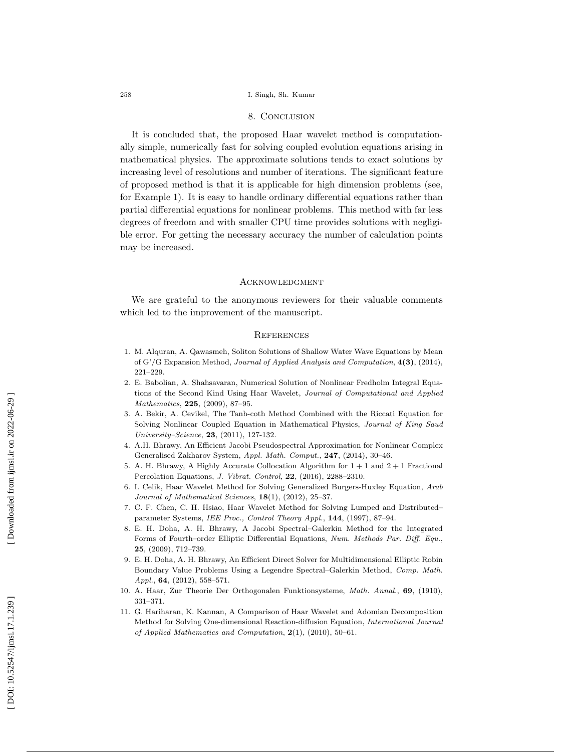## 8. Conclusion

It is concluded that, the proposed Haar wavelet method is computationally simple, numerically fast for solving coupled evolution equations arising in mathematical physics. The approximate solutions tends to exact solutions by increasing level of resolutions and number of iterations. The significant feature of proposed method is that it is applicable for high dimension problems (see, for Example 1). It is easy to handle ordinary differential equations rather than partial differential equations for nonlinear problems. This method with far less degrees of freedom and with smaller CPU time provides solutions with negligible error. For getting the necessary accuracy the number of calculation points may be increased.

## Acknowledgment

We are grateful to the anonymous reviewers for their valuable comments which led to the improvement of the manuscript.

## References

1. M. Alquran, A. Qawasmeh, Soliton Solutions of Shallow Water Wave Equations by Mean of G'/G Expansion Method, *Journal of Applied Analysis and Computation*, **4(3)**, (2014), 221–229.
2. E. Babolian, A. Shahsavaran, Numerical Solution of Nonlinear Fredholm Integral Equations of the Second Kind Using Haar Wavelet, *Journal of Computational and Applied Mathematics*, **225**, (2009), 87–95.
3. A. Bekir, A. Cevikel, The Tanh-coth Method Combined with the Riccati Equation for Solving Nonlinear Coupled Equation in Mathematical Physics, *Journal of King Saud University–Science*, **23**, (2011), 127-132.
4. A.H. Bhrawy, An Efficient Jacobi Pseudospectral Approximation for Nonlinear Complex Generalised Zakharov System, *Appl. Math. Comput.*, **247**, (2014), 30–46.
5. A. H. Bhrawy, A Highly Accurate Collocation Algorithm for $1 + 1$ and $2 + 1$ Fractional Percolation Equations, *J. Vibrat. Control*, **22**, (2016), 2288–2310.
6. I. Celik, Haar Wavelet Method for Solving Generalized Burgers-Huxley Equation, *Arab Journal of Mathematical Sciences*, **18**(1), (2012), 25–37.
7. C. F. Chen, C. H. Hsiao, Haar Wavelet Method for Solving Lumped and Distributed–parameter Systems, *IEE Proc., Control Theory Appl.*, **144**, (1997), 87–94.
8. E. H. Doha, A. H. Bhrawy, A Jacobi Spectral–Galerkin Method for the Integrated Forms of Fourth–order Elliptic Differential Equations, *Num. Methods Par. Diff. Equ.*, **25**, (2009), 712–739.
9. E. H. Doha, A. H. Bhrawy, An Efficient Direct Solver for Multidimensional Elliptic Robin Boundary Value Problems Using a Legendre Spectral–Galerkin Method, *Comp. Math. Appl.*, **64**, (2012), 558–571.
10. A. Haar, Zur Theorie Der Orthogonalen Funktionsysteme, *Math. Annal.*, **69**, (1910), 331–371.
11. G. Hariharan, K. Kannan, A Comparison of Haar Wavelet and Adomian Decomposition Method for Solving One-dimensional Reaction-diffusion Equation, *International Journal of Applied Mathematics and Computation*, **2**(1), (2010), 50–61.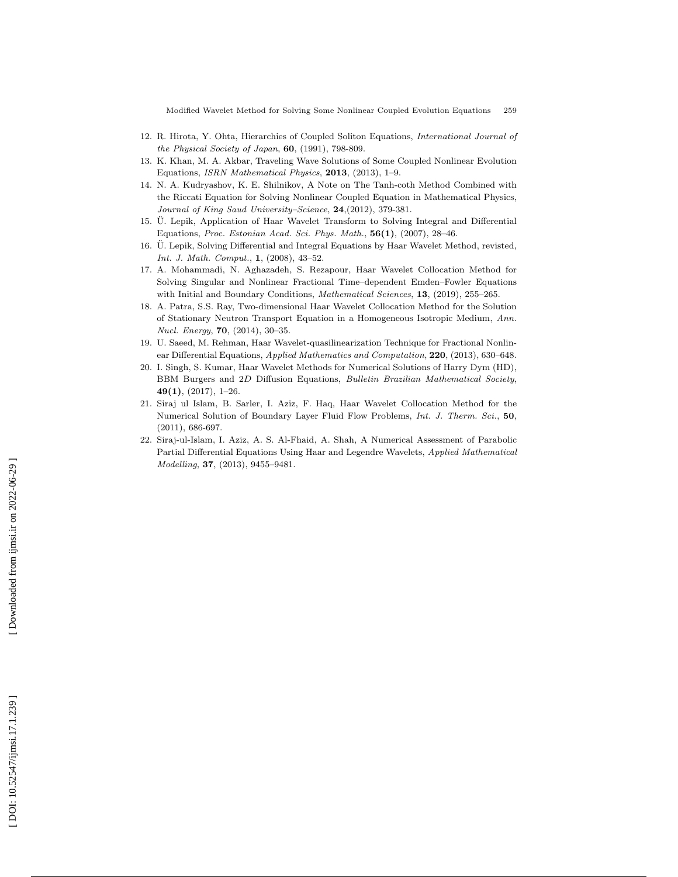12. R. Hirota, Y. Ohta, Hierarchies of Coupled Soliton Equations, *International Journal of the Physical Society of Japan*, **60**, (1991), 798-809.
13. K. Khan, M. A. Akbar, Traveling Wave Solutions of Some Coupled Nonlinear Evolution Equations, *ISRN Mathematical Physics*, **2013**, (2013), 1–9.
14. N. A. Kudryashov, K. E. Shilnikov, A Note on The Tanh-coth Method Combined with the Riccati Equation for Solving Nonlinear Coupled Equation in Mathematical Physics, *Journal of King Saud University–Science*, **24**,(2012), 379-381.
15. Ü. Lepik, Application of Haar Wavelet Transform to Solving Integral and Differential Equations, *Proc. Estonian Acad. Sci. Phys. Math.*, **56(1)**, (2007), 28–46.
16. Ü. Lepik, Solving Differential and Integral Equations by Haar Wavelet Method, revisted, *Int. J. Math. Comput.*, **1**, (2008), 43–52.
17. A. Mohammadi, N. Aghazadeh, S. Rezapour, Haar Wavelet Collocation Method for Solving Singular and Nonlinear Fractional Time–dependent Emden–Fowler Equations with Initial and Boundary Conditions, *Mathematical Sciences*, **13**, (2019), 255–265.
18. A. Patra, S.S. Ray, Two-dimensional Haar Wavelet Collocation Method for the Solution of Stationary Neutron Transport Equation in a Homogeneous Isotropic Medium, *Ann. Nucl. Energy*, **70**, (2014), 30–35.
19. U. Saeed, M. Rehman, Haar Wavelet-quasilinearization Technique for Fractional Nonlinear Differential Equations, *Applied Mathematics and Computation*, **220**, (2013), 630–648.
20. I. Singh, S. Kumar, Haar Wavelet Methods for Numerical Solutions of Harry Dym (HD), BBM Burgers and 2*D* Diffusion Equations, *Bulletin Brazilian Mathematical Society*, **49(1)**, (2017), 1–26.
21. Siraj ul Islam, B. Sarler, I. Aziz, F. Haq, Haar Wavelet Collocation Method for the Numerical Solution of Boundary Layer Fluid Flow Problems, *Int. J. Therm. Sci.*, **50**, (2011), 686-697.
22. Siraj-ul-Islam, I. Aziz, A. S. Al-Fhaid, A. Shah, A Numerical Assessment of Parabolic Partial Differential Equations Using Haar and Legendre Wavelets, *Applied Mathematical Modelling*, **37**, (2013), 9455–9481.